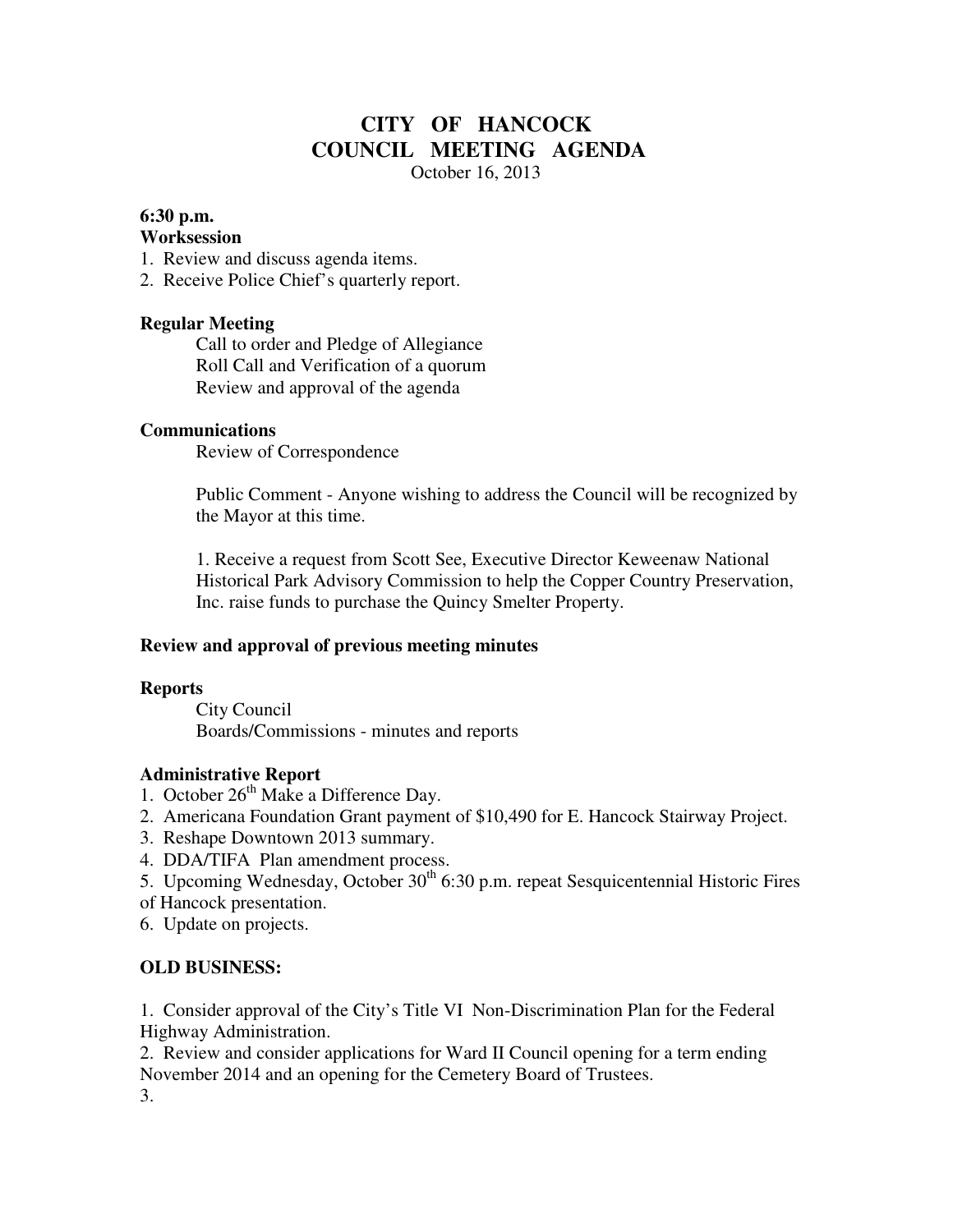# CITY OF HANCOCK
# COUNCIL MEETING AGENDA

October 16, 2013

**6:30 p.m.**
**Worksession**

1. Review and discuss agenda items.
2. Receive Police Chief's quarterly report.

**Regular Meeting**

Call to order and Pledge of Allegiance
Roll Call and Verification of a quorum
Review and approval of the agenda

**Communications**

Review of Correspondence

Public Comment - Anyone wishing to address the Council will be recognized by the Mayor at this time.

1. Receive a request from Scott See, Executive Director Keweenaw National Historical Park Advisory Commission to help the Copper Country Preservation, Inc. raise funds to purchase the Quincy Smelter Property.

**Review and approval of previous meeting minutes**

**Reports**

City Council
Boards/Commissions - minutes and reports

**Administrative Report**

1. October 26th Make a Difference Day.
2. Americana Foundation Grant payment of $10,490 for E. Hancock Stairway Project.
3. Reshape Downtown 2013 summary.
4. DDA/TIFA Plan amendment process.
5. Upcoming Wednesday, October 30th 6:30 p.m. repeat Sesquicentennial Historic Fires of Hancock presentation.
6. Update on projects.

**OLD BUSINESS:**

1. Consider approval of the City's Title VI Non-Discrimination Plan for the Federal Highway Administration.
2. Review and consider applications for Ward II Council opening for a term ending November 2014 and an opening for the Cemetery Board of Trustees.
3.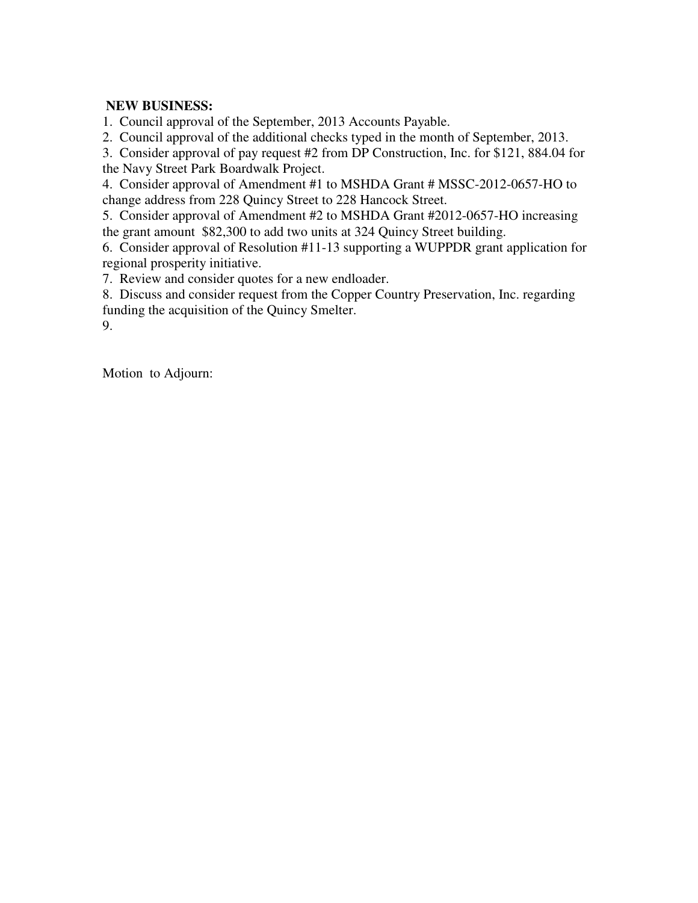**NEW BUSINESS:**

1. Council approval of the September, 2013 Accounts Payable.
2. Council approval of the additional checks typed in the month of September, 2013.
3. Consider approval of pay request #2 from DP Construction, Inc. for $121, 884.04 for the Navy Street Park Boardwalk Project.
4. Consider approval of Amendment #1 to MSHDA Grant # MSSC-2012-0657-HO to change address from 228 Quincy Street to 228 Hancock Street.
5. Consider approval of Amendment #2 to MSHDA Grant #2012-0657-HO increasing the grant amount $82,300 to add two units at 324 Quincy Street building.
6. Consider approval of Resolution #11-13 supporting a WUPPDR grant application for regional prosperity initiative.
7. Review and consider quotes for a new endloader.
8. Discuss and consider request from the Copper Country Preservation, Inc. regarding funding the acquisition of the Quincy Smelter.
9.

Motion to Adjourn: